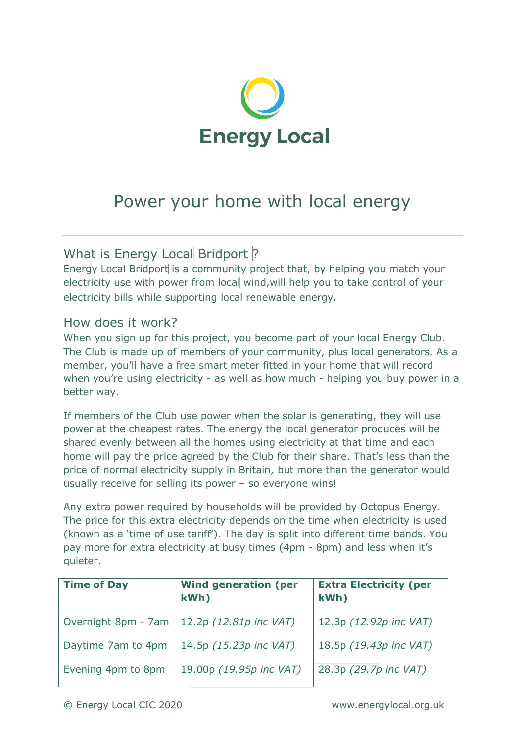# Energy Local

## Power your home with local energy

### What is Energy Local Bridport?

Energy Local Bridport is a community project that, by helping you match your electricity use with power from local wind,will help you to take control of your electricity bills while supporting local renewable energy.

### How does it work?

When you sign up for this project, you become part of your local Energy Club. The Club is made up of members of your community, plus local generators. As a member, you'll have a free smart meter fitted in your home that will record when you're using electricity - as well as how much - helping you buy power in a better way.

If members of the Club use power when the solar is generating, they will use power at the cheapest rates. The energy the local generator produces will be shared evenly between all the homes using electricity at that time and each home will pay the price agreed by the Club for their share. That's less than the price of normal electricity supply in Britain, but more than the generator would usually receive for selling its power – so everyone wins!

Any extra power required by households will be provided by Octopus Energy. The price for this extra electricity depends on the time when electricity is used (known as a 'time of use tariff'). The day is split into different time bands. You pay more for extra electricity at busy times (4pm - 8pm) and less when it's quieter.

| Time of Day | Wind generation (per kWh) | Extra Electricity (per kWh) |
|---|---|---|
| Overnight 8pm - 7am | 12.2p *(12.81p inc VAT)* | 12.3p *(12.92p inc VAT)* |
| Daytime 7am to 4pm | 14.5p *(15.23p inc VAT)* | 18.5p *(19.43p inc VAT)* |
| Evening 4pm to 8pm | 19.00p *(19.95p inc VAT)* | 28.3p *(29.7p inc VAT)* |

© Energy Local CIC 2020 www.energylocal.org.uk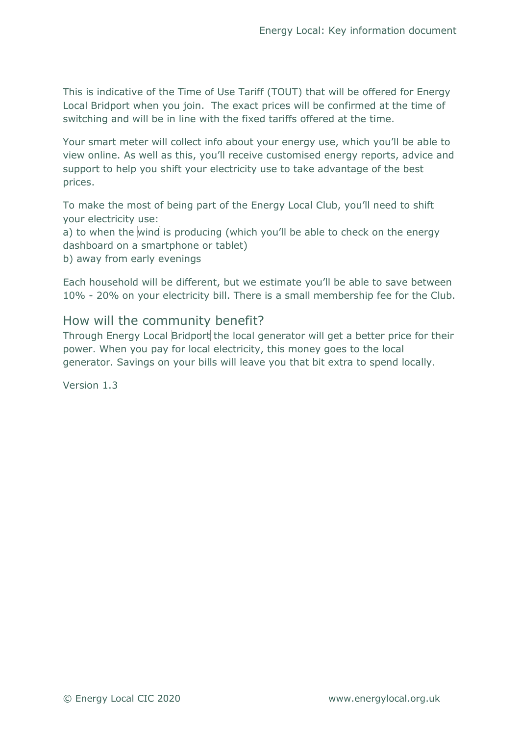This is indicative of the Time of Use Tariff (TOUT) that will be offered for Energy Local Bridport when you join. The exact prices will be confirmed at the time of switching and will be in line with the fixed tariffs offered at the time.

Your smart meter will collect info about your energy use, which you'll be able to view online. As well as this, you'll receive customised energy reports, advice and support to help you shift your electricity use to take advantage of the best prices.

To make the most of being part of the Energy Local Club, you'll need to shift your electricity use:
a) to when the wind is producing (which you'll be able to check on the energy dashboard on a smartphone or tablet)
b) away from early evenings

Each household will be different, but we estimate you'll be able to save between 10% - 20% on your electricity bill. There is a small membership fee for the Club.

## How will the community benefit?

Through Energy Local Bridport the local generator will get a better price for their power. When you pay for local electricity, this money goes to the local generator. Savings on your bills will leave you that bit extra to spend locally.

Version 1.3